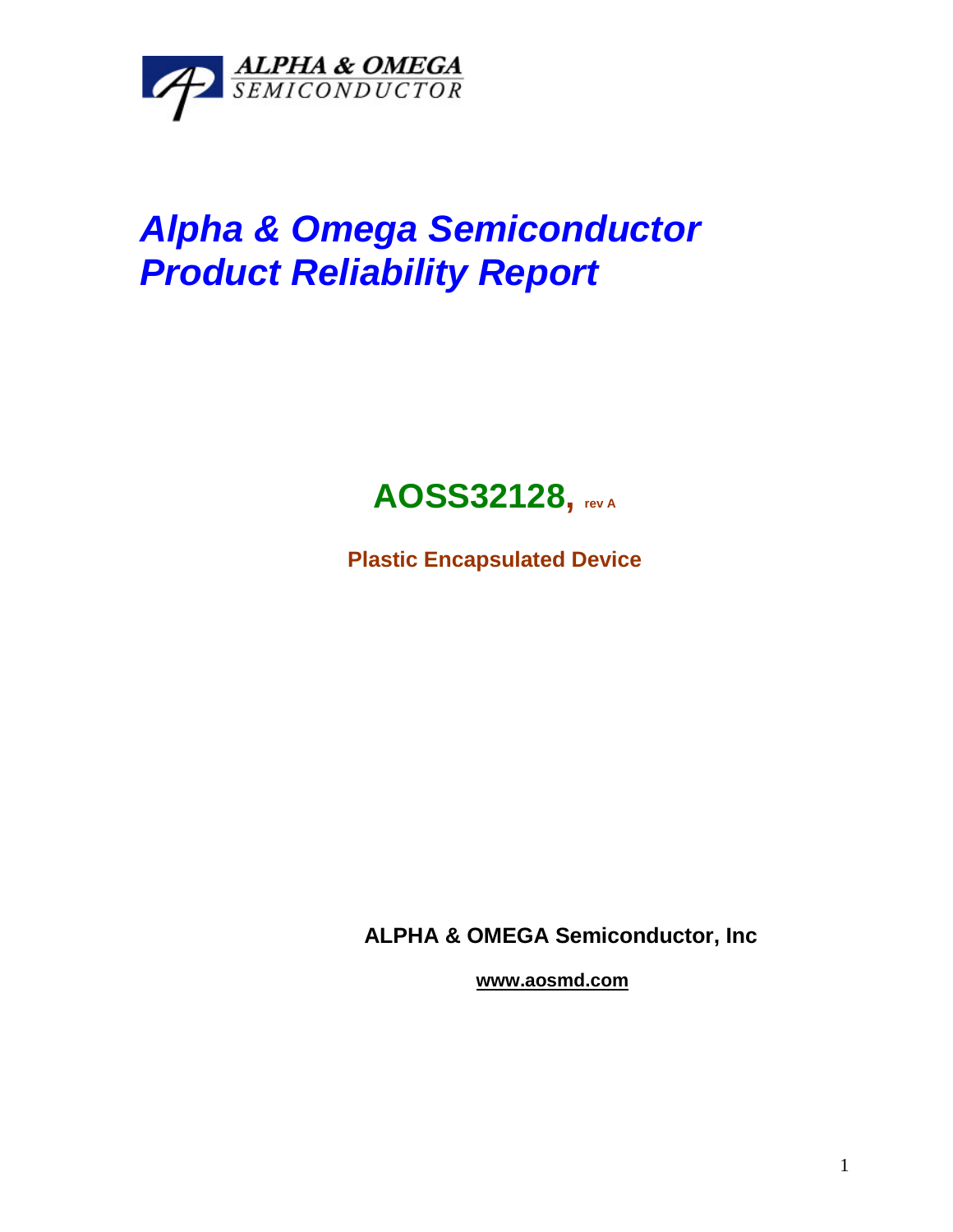ALPHA & OMEGA SEMICONDUCTOR

# *Alpha & Omega Semiconductor Product Reliability Report*

## AOSS32128, rev A

**Plastic Encapsulated Device**

**ALPHA & OMEGA Semiconductor, Inc**

**www.aosmd.com**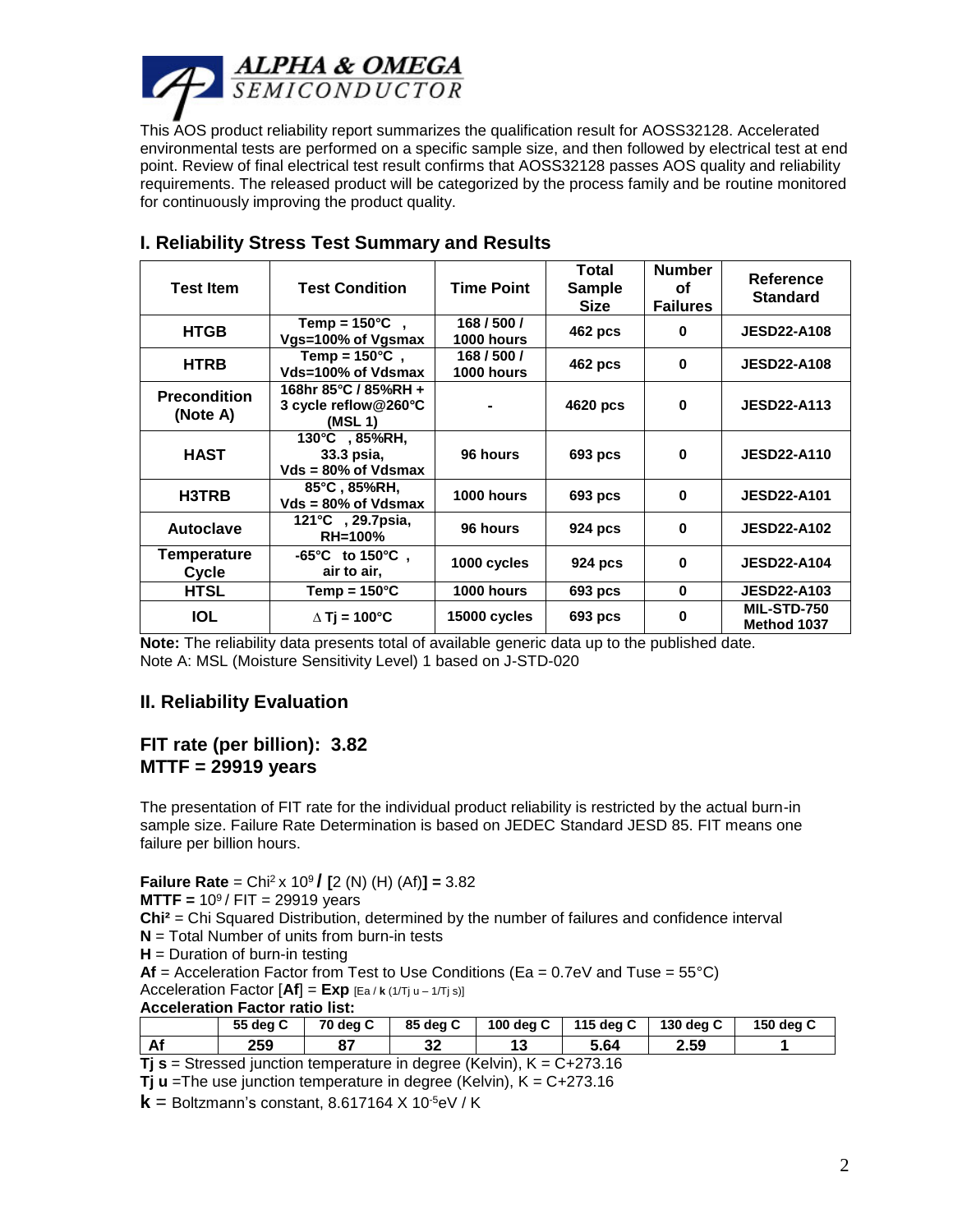ALPHA & OMEGA SEMICONDUCTOR

This AOS product reliability report summarizes the qualification result for AOSS32128. Accelerated environmental tests are performed on a specific sample size, and then followed by electrical test at end point. Review of final electrical test result confirms that AOSS32128 passes AOS quality and reliability requirements. The released product will be categorized by the process family and be routine monitored for continuously improving the product quality.

## I. Reliability Stress Test Summary and Results

| Test Item | Test Condition | Time Point | Total Sample Size | Number of Failures | Reference Standard |
|---|---|---|---|---|---|
| HTGB | Temp = 150°C , Vgs=100% of Vgsmax | 168 / 500 / 1000 hours | 462 pcs | 0 | JESD22-A108 |
| HTRB | Temp = 150°C , Vds=100% of Vdsmax | 168 / 500 / 1000 hours | 462 pcs | 0 | JESD22-A108 |
| Precondition (Note A) | 168hr 85°C / 85%RH + 3 cycle reflow@260°C (MSL 1) | - | 4620 pcs | 0 | JESD22-A113 |
| HAST | 130°C , 85%RH, 33.3 psia, Vds = 80% of Vdsmax | 96 hours | 693 pcs | 0 | JESD22-A110 |
| H3TRB | 85°C , 85%RH, Vds = 80% of Vdsmax | 1000 hours | 693 pcs | 0 | JESD22-A101 |
| Autoclave | 121°C , 29.7psia, RH=100% | 96 hours | 924 pcs | 0 | JESD22-A102 |
| Temperature Cycle | -65°C to 150°C , air to air, | 1000 cycles | 924 pcs | 0 | JESD22-A104 |
| HTSL | Temp = 150°C | 1000 hours | 693 pcs | 0 | JESD22-A103 |
| IOL | $\Delta$ Tj = 100°C | 15000 cycles | 693 pcs | 0 | MIL-STD-750 Method 1037 |

**Note:** The reliability data presents total of available generic data up to the published date.
Note A: MSL (Moisture Sensitivity Level) 1 based on J-STD-020

## II. Reliability Evaluation

### FIT rate (per billion): 3.82
### MTTF = 29919 years

The presentation of FIT rate for the individual product reliability is restricted by the actual burn-in sample size. Failure Rate Determination is based on JEDEC Standard JESD 85. FIT means one failure per billion hours.

**Failure Rate** = $Chi^2 \times 10^9$ **/ [**2 (N) (H) (Af)**] =** 3.82
**MTTF =** $10^9$ / FIT = 29919 years
**Chi²** = Chi Squared Distribution, determined by the number of failures and confidence interval
**N** = Total Number of units from burn-in tests
**H** = Duration of burn-in testing
**Af** = Acceleration Factor from Test to Use Conditions (Ea = 0.7eV and Tuse = 55°C)
Acceleration Factor [**Af**] = **Exp** [Ea / **k** (1/Tj u – 1/Tj s)]
**Acceleration Factor ratio list:**

| | 55 deg C | 70 deg C | 85 deg C | 100 deg C | 115 deg C | 130 deg C | 150 deg C |
|---|---|---|---|---|---|---|---|
| Af | 259 | 87 | 32 | 13 | 5.64 | 2.59 | 1 |

**Tj s** = Stressed junction temperature in degree (Kelvin), K = C+273.16
**Tj u** =The use junction temperature in degree (Kelvin), K = C+273.16
**k** = Boltzmann's constant, 8.617164 X $10^{-5}$eV / K